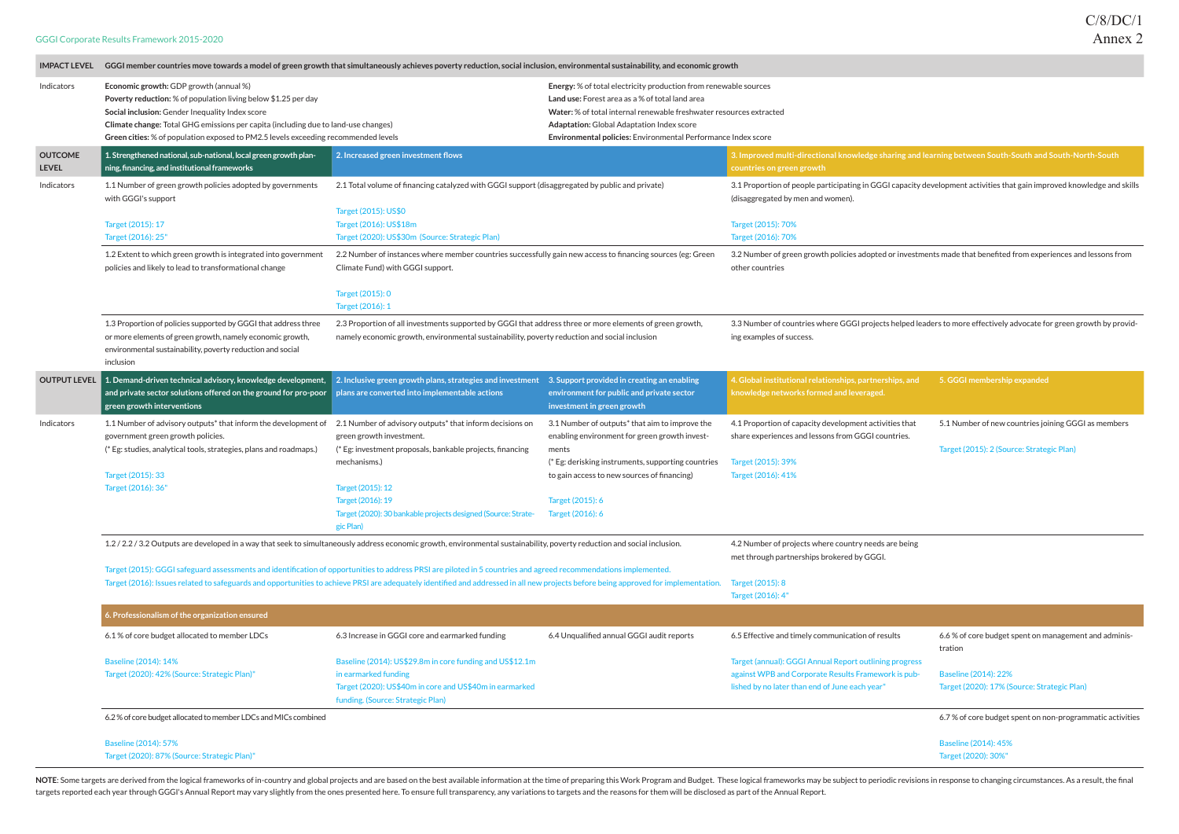C/8/DC/1
Annex 2

GGGI Corporate Results Framework 2015-2020

| | | | | | |
|---|---|---|---|---|---|
| **IMPACT LEVEL** | **GGGI member countries move towards a model of green growth that simultaneously achieves poverty reduction, social inclusion, environmental sustainability, and economic growth** | | | | |
| Indicators | **Economic growth:** GDP growth (annual %)<br>**Poverty reduction:** % of population living below $1.25 per day<br>**Social inclusion:** Gender Inequality Index score<br>**Climate change:** Total GHG emissions per capita (including due to land-use changes)<br>**Green cities:** % of population exposed to PM2.5 levels exceeding recommended levels | | **Energy:** % of total electricity production from renewable sources<br>**Land use:** Forest area as a % of total land area<br>**Water:** % of total internal renewable freshwater resources extracted<br>**Adaptation:** Global Adaptation Index score<br>**Environmental policies:** Environmental Performance Index score | | |
| **OUTCOME LEVEL** | **1. Strengthened national, sub-national, local green growth planning, financing, and institutional frameworks** | **2. Increased green investment flows** | | **3. Improved multi-directional knowledge sharing and learning between South-South and South-North-South countries on green growth** | |
| Indicators | 1.1 Number of green growth policies adopted by governments with GGGI's support<br><br>Target (2015): 17<br>Target (2016): 25* | 2.1 Total volume of financing catalyzed with GGGI support (disaggregated by public and private)<br><br>Target (2015): US$0<br>Target (2016): US$18m<br>Target (2020): US$30m (Source: Strategic Plan) | | 3.1 Proportion of people participating in GGGI capacity development activities that gain improved knowledge and skills (disaggregated by men and women).<br><br>Target (2015): 70%<br>Target (2016): 70% | |
| | 1.2 Extent to which green growth is integrated into government policies and likely to lead to transformational change | 2.2 Number of instances where member countries successfully gain new access to financing sources (eg: Green Climate Fund) with GGGI support.<br><br>Target (2015): 0<br>Target (2016): 1 | | 3.2 Number of green growth policies adopted or investments made that benefited from experiences and lessons from other countries | |
| | 1.3 Proportion of policies supported by GGGI that address three or more elements of green growth, namely economic growth, environmental sustainability, poverty reduction and social inclusion | 2.3 Proportion of all investments supported by GGGI that address three or more elements of green growth, namely economic growth, environmental sustainability, poverty reduction and social inclusion | | 3.3 Number of countries where GGGI projects helped leaders to more effectively advocate for green growth by providing examples of success. | |
| **OUTPUT LEVEL** | **1. Demand-driven technical advisory, knowledge development, and private sector solutions offered on the ground for pro-poor green growth interventions** | **2. Inclusive green growth plans, strategies and investment plans are converted into implementable actions** | **3. Support provided in creating an enabling environment for public and private sector investment in green growth** | **4. Global institutional relationships, partnerships, and knowledge networks formed and leveraged.** | **5. GGGI membership expanded** |
| Indicators | 1.1 Number of advisory outputs* that inform the development of government green growth policies.<br>(* Eg: studies, analytical tools, strategies, plans and roadmaps.)<br><br>Target (2015): 33<br>Target (2016): 36* | 2.1 Number of advisory outputs* that inform decisions on green growth investment.<br>(* Eg: investment proposals, bankable projects, financing mechanisms.)<br><br>Target (2015): 12<br>Target (2016): 19<br>Target (2020): 30 bankable projects designed (Source: Strategic Plan) | 3.1 Number of outputs* that aim to improve the enabling environment for green growth investments<br>(* Eg: derisking instruments, supporting countries to gain access to new sources of financing)<br><br>Target (2015): 6<br>Target (2016): 6 | 4.1 Proportion of capacity development activities that share experiences and lessons from GGGI countries.<br><br>Target (2015): 39%<br>Target (2016): 41% | 5.1 Number of new countries joining GGGI as members<br><br>Target (2015): 2 (Source: Strategic Plan) |
| | 1.2 / 2.2 / 3.2 Outputs are developed in a way that seek to simultaneously address economic growth, environmental sustainability, poverty reduction and social inclusion.<br><br>Target (2015): GGGI safeguard assessments and identification of opportunities to address PRSI are piloted in 5 countries and agreed recommendations implemented.<br>Target (2016): Issues related to safeguards and opportunities to achieve PRSI are adequately identified and addressed in all new projects before being approved for implementation. | | | 4.2 Number of projects where country needs are being met through partnerships brokered by GGGI.<br><br>Target (2015): 8<br>Target (2016): 4* | |
| | **6. Professionalism of the organization ensured** | | | | |
| | 6.1 % of core budget allocated to member LDCs<br><br>Baseline (2014): 14%<br>Target (2020): 42% (Source: Strategic Plan)* | 6.3 Increase in GGGI core and earmarked funding<br><br>Baseline (2014): US$29.8m in core funding and US$12.1m in earmarked funding<br>Target (2020): US$40m in core and US$40m in earmarked funding. (Source: Strategic Plan) | 6.4 Unqualified annual GGGI audit reports | 6.5 Effective and timely communication of results<br><br>Target (annual): GGGI Annual Report outlining progress against WPB and Corporate Results Framework is published by no later than end of June each year* | 6.6 % of core budget spent on management and administration<br><br>Baseline (2014): 22%<br>Target (2020): 17% (Source: Strategic Plan) |
| | 6.2 % of core budget allocated to member LDCs and MICs combined<br><br>Baseline (2014): 57%<br>Target (2020): 87% (Source: Strategic Plan)* | | | | 6.7 % of core budget spent on non-programmatic activities<br><br>Baseline (2014): 45%<br>Target (2020): 30%* |

**NOTE**: Some targets are derived from the logical frameworks of in-country and global projects and are based on the best available information at the time of preparing this Work Program and Budget. These logical frameworks may be subject to periodic revisions in response to changing circumstances. As a result, the final targets reported each year through GGGI's Annual Report may vary slightly from the ones presented here. To ensure full transparency, any variations to targets and the reasons for them will be disclosed as part of the Annual Report.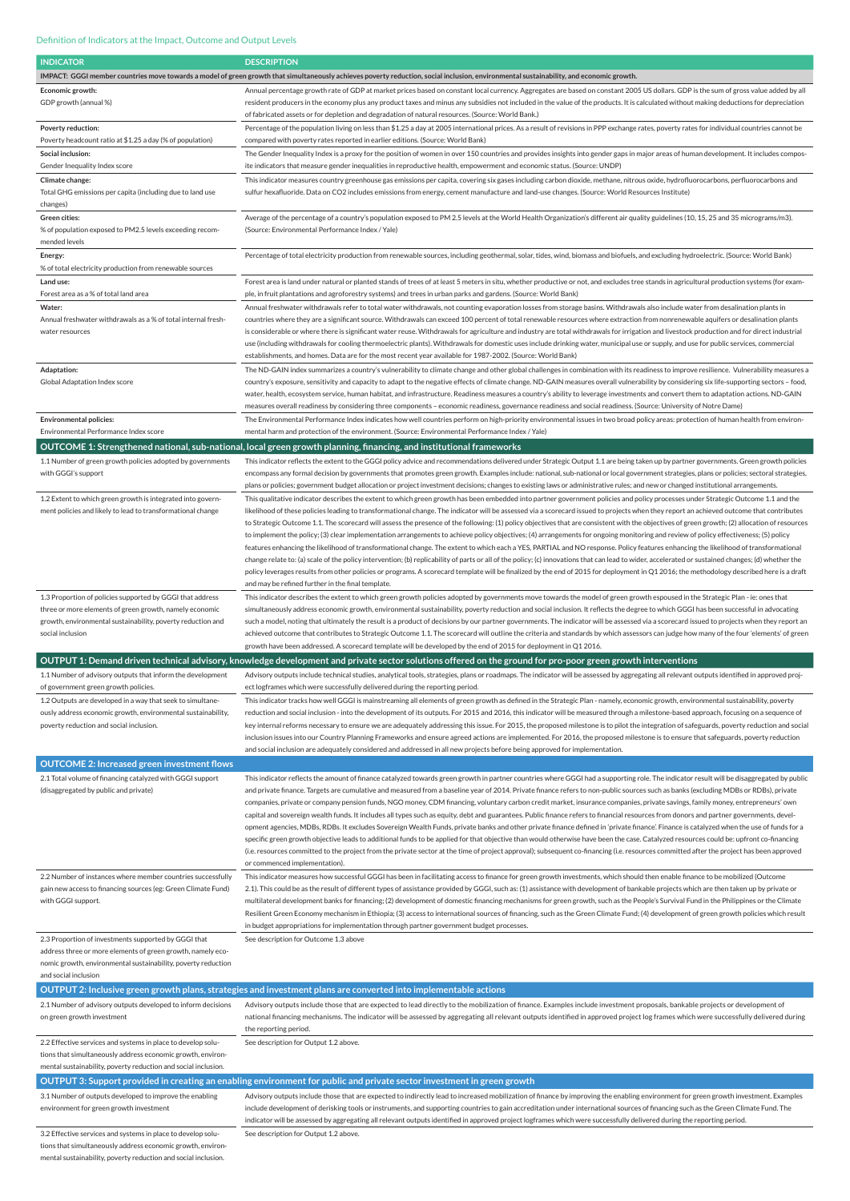Definition of Indicators at the Impact, Outcome and Output Levels

| INDICATOR | DESCRIPTION |
|---|---|
| **IMPACT: GGGI member countries move towards a model of green growth that simultaneously achieves poverty reduction, social inclusion, environmental sustainability, and economic growth.** | |
| **Economic growth:** GDP growth (annual %) | Annual percentage growth rate of GDP at market prices based on constant local currency. Aggregates are based on constant 2005 US dollars. GDP is the sum of gross value added by all resident producers in the economy plus any product taxes and minus any subsidies not included in the value of the products. It is calculated without making deductions for depreciation of fabricated assets or for depletion and degradation of natural resources. (Source: World Bank.) |
| **Poverty reduction:** Poverty headcount ratio at $1.25 a day (% of population) | Percentage of the population living on less than $1.25 a day at 2005 international prices. As a result of revisions in PPP exchange rates, poverty rates for individual countries cannot be compared with poverty rates reported in earlier editions. (Source: World Bank) |
| **Social inclusion:** Gender Inequality Index score | The Gender Inequality Index is a proxy for the position of women in over 150 countries and provides insights into gender gaps in major areas of human development. It includes composite indicators that measure gender inequalities in reproductive health, empowerment and economic status. (Source: UNDP) |
| **Climate change:** Total GHG emissions per capita (including due to land use changes) | This indicator measures country greenhouse gas emissions per capita, covering six gases including carbon dioxide, methane, nitrous oxide, hydrofluorocarbons, perfluorocarbons and sulfur hexafluoride. Data on CO2 includes emissions from energy, cement manufacture and land-use changes. (Source: World Resources Institute) |
| **Green cities:** % of population exposed to PM2.5 levels exceeding recommended levels | Average of the percentage of a country's population exposed to PM 2.5 levels at the World Health Organization's different air quality guidelines (10, 15, 25 and 35 micrograms/m3). (Source: Environmental Performance Index / Yale) |
| **Energy:** % of total electricity production from renewable sources | Percentage of total electricity production from renewable sources, including geothermal, solar, tides, wind, biomass and biofuels, and excluding hydroelectric. (Source: World Bank) |
| **Land use:** Forest area as a % of total land area | Forest area is land under natural or planted stands of trees of at least 5 meters in situ, whether productive or not, and excludes tree stands in agricultural production systems (for example, in fruit plantations and agroforestry systems) and trees in urban parks and gardens. (Source: World Bank) |
| **Water:** Annual freshwater withdrawals as a % of total internal freshwater resources | Annual freshwater withdrawals refer to total water withdrawals, not counting evaporation losses from storage basins. Withdrawals also include water from desalination plants in countries where they are a significant source. Withdrawals can exceed 100 percent of total renewable resources where extraction from nonrenewable aquifers or desalination plants is considerable or where there is significant water reuse. Withdrawals for agriculture and industry are total withdrawals for irrigation and livestock production and for direct industrial use (including withdrawals for cooling thermoelectric plants). Withdrawals for domestic uses include drinking water, municipal use or supply, and use for public services, commercial establishments, and homes. Data are for the most recent year available for 1987-2002. (Source: World Bank) |
| **Adaptation:** Global Adaptation Index score | The ND-GAIN index summarizes a country's vulnerability to climate change and other global challenges in combination with its readiness to improve resilience. Vulnerability measures a country's exposure, sensitivity and capacity to adapt to the negative effects of climate change. ND-GAIN measures overall vulnerability by considering six life-supporting sectors – food, water, health, ecosystem service, human habitat, and infrastructure. Readiness measures a country's ability to leverage investments and convert them to adaptation actions. ND-GAIN measures overall readiness by considering three components – economic readiness, governance readiness and social readiness. (Source: University of Notre Dame) |
| **Environmental policies:** Environmental Performance Index score | The Environmental Performance Index indicates how well countries perform on high-priority environmental issues in two broad policy areas: protection of human health from environmental harm and protection of the environment. (Source: Environmental Performance Index / Yale) |
| **OUTCOME 1: Strengthened national, sub-national, local green growth planning, financing, and institutional frameworks** | |
| 1.1 Number of green growth policies adopted by governments with GGGI's support | This indicator reflects the extent to the GGGI policy advice and recommendations delivered under Strategic Output 1.1 are being taken up by partner governments. Green growth policies encompass any formal decision by governments that promotes green growth. Examples include: national, sub-national or local government strategies, plans or policies; sectoral strategies, plans or policies; government budget allocation or project investment decisions; changes to existing laws or administrative rules; and new or changed institutional arrangements. |
| 1.2 Extent to which green growth is integrated into government policies and likely to lead to transformational change | This qualitative indicator describes the extent to which green growth has been embedded into partner government policies and policy processes under Strategic Outcome 1.1 and the likelihood of these policies leading to transformational change. The indicator will be assessed via a scorecard issued to projects when they report an achieved outcome that contributes to Strategic Outcome 1.1. The scorecard will assess the presence of the following: (1) policy objectives that are consistent with the objectives of green growth; (2) allocation of resources to implement the policy; (3) clear implementation arrangements to achieve policy objectives; (4) arrangements for ongoing monitoring and review of policy effectiveness; (5) policy features enhancing the likelihood of transformational change. The extent to which each a YES, PARTIAL and NO response. Policy features enhancing the likelihood of transformational change relate to: (a) scale of the policy intervention; (b) replicability of parts or all of the policy; (c) innovations that can lead to wider, accelerated or sustained changes; (d) whether the policy leverages results from other policies or programs. A scorecard template will be finalized by the end of 2015 for deployment in Q1 2016; the methodology described here is a draft and may be refined further in the final template. |
| 1.3 Proportion of policies supported by GGGI that address three or more elements of green growth, namely economic growth, environmental sustainability, poverty reduction and social inclusion | This indicator describes the extent to which green growth policies adopted by governments move towards the model of green growth espoused in the Strategic Plan - ie: ones that simultaneously address economic growth, environmental sustainability, poverty reduction and social inclusion. It reflects the degree to which GGGI has been successful in advocating such a model, noting that ultimately the result is a product of decisions by our partner governments. The indicator will be assessed via a scorecard issued to projects when they report an achieved outcome that contributes to Strategic Outcome 1.1. The scorecard will outline the criteria and standards by which assessors can judge how many of the four 'elements' of green growth have been addressed. A scorecard template will be developed by the end of 2015 for deployment in Q1 2016. |
| **OUTPUT 1: Demand driven technical advisory, knowledge development and private sector solutions offered on the ground for pro-poor green growth interventions** | |
| 1.1 Number of advisory outputs that inform the development of government green growth policies. | Advisory outputs include technical studies, analytical tools, strategies, plans or roadmaps. The indicator will be assessed by aggregating all relevant outputs identified in approved project logframes which were successfully delivered during the reporting period. |
| 1.2 Outputs are developed in a way that seek to simultaneously address economic growth, environmental sustainability, poverty reduction and social inclusion. | This indicator tracks how well GGGI is mainstreaming all elements of green growth as defined in the Strategic Plan - namely, economic growth, environmental sustainability, poverty reduction and social inclusion - into the development of its outputs. For 2015 and 2016, this indicator will be measured through a milestone-based approach, focusing on a sequence of key internal reforms necessary to ensure we are adequately addressing this issue. For 2015, the proposed milestone is to pilot the integration of safeguards, poverty reduction and social inclusion issues into our Country Planning Frameworks and ensure agreed actions are implemented. For 2016, the proposed milestone is to ensure that safeguards, poverty reduction and social inclusion are adequately considered and addressed in all new projects before being approved for implementation. |
| **OUTCOME 2: Increased green investment flows** | |
| 2.1 Total volume of financing catalyzed with GGGI support (disaggregated by public and private) | This indicator reflects the amount of finance catalyzed towards green growth in partner countries where GGGI had a supporting role. The indicator result will be disaggregated by public and private finance. Targets are cumulative and measured from a baseline year of 2014. Private finance refers to non-public sources such as banks (excluding MDBs or RDBs), private companies, private or company pension funds, NGO money, CDM financing, voluntary carbon credit market, insurance companies, private savings, family money, entrepreneurs' own capital and sovereign wealth funds. It includes all types such as equity, debt and guarantees. Public finance refers to financial resources from donors and partner governments, development agencies, MDBs, RDBs. It excludes Sovereign Wealth Funds, private banks and other private finance defined in 'private finance'. Finance is catalyzed when the use of funds for a specific green growth objective leads to additional funds to be applied for that objective than would otherwise have been the case. Catalyzed resources could be: upfront co-financing (i.e. resources committed to the project from the private sector at the time of project approval); subsequent co-financing (i.e. resources committed after the project has been approved or commenced implementation). |
| 2.2 Number of instances where member countries successfully gain new access to financing sources (eg: Green Climate Fund) with GGGI support. | This indicator measures how successful GGGI has been in facilitating access to finance for green growth investments, which should then enable finance to be mobilized (Outcome 2.1). This could be as the result of different types of assistance provided by GGGI, such as: (1) assistance with development of bankable projects which are then taken up by private or multilateral development banks for financing; (2) development of domestic financing mechanisms for green growth, such as the People's Survival Fund in the Philippines or the Climate Resilient Green Economy mechanism in Ethiopia; (3) access to international sources of financing, such as the Green Climate Fund; (4) development of green growth policies which result in budget appropriations for implementation through partner government budget processes. |
| 2.3 Proportion of investments supported by GGGI that address three or more elements of green growth, namely economic growth, environmental sustainability, poverty reduction and social inclusion | See description for Outcome 1.3 above |
| **OUTPUT 2: Inclusive green growth plans, strategies and investment plans are converted into implementable actions** | |
| 2.1 Number of advisory outputs developed to inform decisions on green growth investment | Advisory outputs include those that are expected to lead directly to the mobilization of finance. Examples include investment proposals, bankable projects or development of national financing mechanisms. The indicator will be assessed by aggregating all relevant outputs identified in approved project log frames which were successfully delivered during the reporting period. |
| 2.2 Effective services and systems in place to develop solutions that simultaneously address economic growth, environmental sustainability, poverty reduction and social inclusion. | See description for Output 1.2 above. |
| **OUTPUT 3: Support provided in creating an enabling environment for public and private sector investment in green growth** | |
| 3.1 Number of outputs developed to improve the enabling environment for green growth investment | Advisory outputs include those that are expected to indirectly lead to increased mobilization of finance by improving the enabling environment for green growth investment. Examples include development of derisking tools or instruments, and supporting countries to gain accreditation under international sources of financing such as the Green Climate Fund. The indicator will be assessed by aggregating all relevant outputs identified in approved project logframes which were successfully delivered during the reporting period. |
| 3.2 Effective services and systems in place to develop solutions that simultaneously address economic growth, environmental sustainability, poverty reduction and social inclusion. | See description for Output 1.2 above. |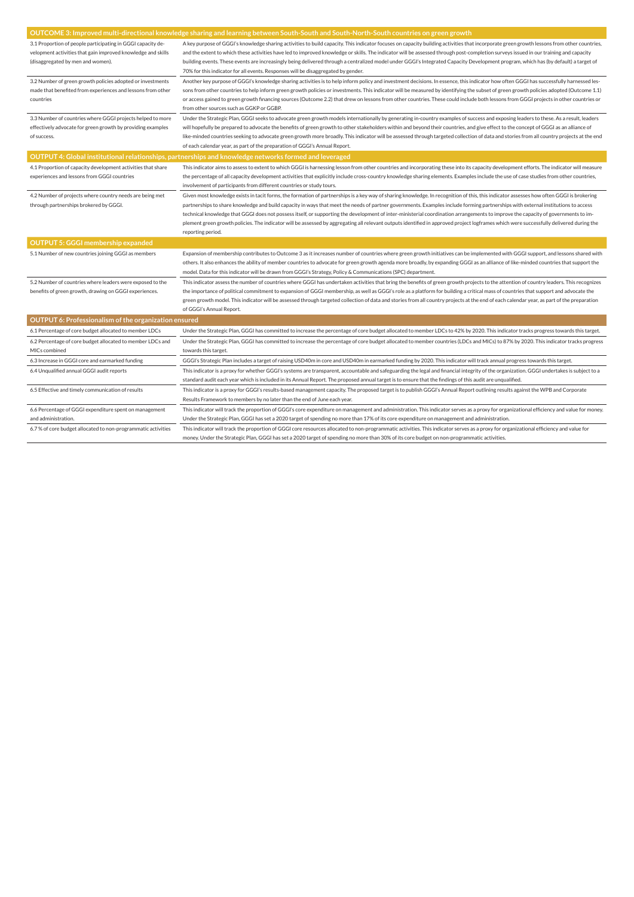| | |
|---|---|
| **OUTCOME 3: Improved multi-directional knowledge sharing and learning between South-South and South-North-South countries on green growth** | |
| 3.1 Proportion of people participating in GGGI capacity development activities that gain improved knowledge and skills (disaggregated by men and women). | A key purpose of GGGI's knowledge sharing activities to build capacity. This indicator focuses on capacity building activities that incorporate green growth lessons from other countries, and the extent to which these activities have led to improved knowledge or skills. The indicator will be assessed through post-completion surveys issued in our training and capacity building events. These events are increasingly being delivered through a centralized model under GGGI's Integrated Capacity Development program, which has (by default) a target of 70% for this indicator for all events. Responses will be disaggregated by gender. |
| 3.2 Number of green growth policies adopted or investments made that benefited from experiences and lessons from other countries | Another key purpose of GGGI's knowledge sharing activities is to help inform policy and investment decisions. In essence, this indicator how often GGGI has successfully harnessed lessons from other countries to help inform green growth policies or investments. This indicator will be measured by identifying the subset of green growth policies adopted (Outcome 1.1) or access gained to green growth financing sources (Outcome 2.2) that drew on lessons from other countries. These could include both lessons from GGGI projects in other countries or from other sources such as GGKP or GGBP. |
| 3.3 Number of countries where GGGI projects helped to more effectively advocate for green growth by providing examples of success. | Under the Strategic Plan, GGGI seeks to advocate green growth models internationally by generating in-country examples of success and exposing leaders to these. As a result, leaders will hopefully be prepared to advocate the benefits of green growth to other stakeholders within and beyond their countries, and give effect to the concept of GGGI as an alliance of like-minded countries seeking to advocate green growth more broadly. This indicator will be assessed through targeted collection of data and stories from all country projects at the end of each calendar year, as part of the preparation of GGGI's Annual Report. |
| **OUTPUT 4: Global institutional relationships, partnerships and knowledge networks formed and leveraged** | |
| 4.1 Proportion of capacity development activities that share experiences and lessons from GGGI countries | This indicator aims to assess to extent to which GGGI is harnessing lesson from other countries and incorporating these into its capacity development efforts. The indicator will measure the percentage of all capacity development activities that explicitly include cross-country knowledge sharing elements. Examples include the use of case studies from other countries, involvement of participants from different countries or study tours. |
| 4.2 Number of projects where country needs are being met through partnerships brokered by GGGI. | Given most knowledge exists in tacit forms, the formation of partnerships is a key way of sharing knowledge. In recognition of this, this indicator assesses how often GGGI is brokering partnerships to share knowledge and build capacity in ways that meet the needs of partner governments. Examples include forming partnerships with external institutions to access technical knowledge that GGGI does not possess itself, or supporting the development of inter-ministerial coordination arrangements to improve the capacity of governments to implement green growth policies. The indicator will be assessed by aggregating all relevant outputs identified in approved project logframes which were successfully delivered during the reporting period. |
| **OUTPUT 5: GGGI membership expanded** | |
| 5.1 Number of new countries joining GGGI as members | Expansion of membership contributes to Outcome 3 as it increases number of countries where green growth initiatives can be implemented with GGGI support, and lessons shared with others. It also enhances the ability of member countries to advocate for green growth agenda more broadly, by expanding GGGI as an alliance of like-minded countries that support the model. Data for this indicator will be drawn from GGGI's Strategy, Policy & Communications (SPC) department. |
| 5.2 Number of countries where leaders were exposed to the benefits of green growth, drawing on GGGI experiences. | This indicator assess the number of countries where GGGI has undertaken activities that bring the benefits of green growth projects to the attention of country leaders. This recognizes the importance of political commitment to expansion of GGGI membership, as well as GGGI's role as a platform for building a critical mass of countries that support and advocate the green growth model. This indicator will be assessed through targeted collection of data and stories from all country projects at the end of each calendar year, as part of the preparation of GGGI's Annual Report. |
| **OUTPUT 6: Professionalism of the organization ensured** | |
| 6.1 Percentage of core budget allocated to member LDCs | Under the Strategic Plan, GGGI has committed to increase the percentage of core budget allocated to member LDCs to 42% by 2020. This indicator tracks progress towards this target. |
| 6.2 Percentage of core budget allocated to member LDCs and MICs combined | Under the Strategic Plan, GGGI has committed to increase the percentage of core budget allocated to member countries (LDCs and MICs) to 87% by 2020. This indicator tracks progress towards this target. |
| 6.3 Increase in GGGI core and earmarked funding | GGGI's Strategic Plan includes a target of raising USD40m in core and USD40m in earmarked funding by 2020. This indicator will track annual progress towards this target. |
| 6.4 Unqualified annual GGGI audit reports | This indicator is a proxy for whether GGGI's systems are transparent, accountable and safeguarding the legal and financial integrity of the organization. GGGI undertakes is subject to a standard audit each year which is included in its Annual Report. The proposed annual target is to ensure that the findings of this audit are unqualified. |
| 6.5 Effective and timely communication of results | This indicator is a proxy for GGGI's results-based management capacity. The proposed target is to publish GGGI's Annual Report outlining results against the WPB and Corporate Results Framework to members by no later than the end of June each year. |
| 6.6 Percentage of GGGI expenditure spent on management and administration. | This indicator will track the proportion of GGGI's core expenditure on management and administration. This indicator serves as a proxy for organizational efficiency and value for money. Under the Strategic Plan, GGGI has set a 2020 target of spending no more than 17% of its core expenditure on management and administration. |
| 6.7 % of core budget allocated to non-programmatic activities | This indicator will track the proportion of GGGI core resources allocated to non-programmatic activities. This indicator serves as a proxy for organizational efficiency and value for money. Under the Strategic Plan, GGGI has set a 2020 target of spending no more than 30% of its core budget on non-programmatic activities. |